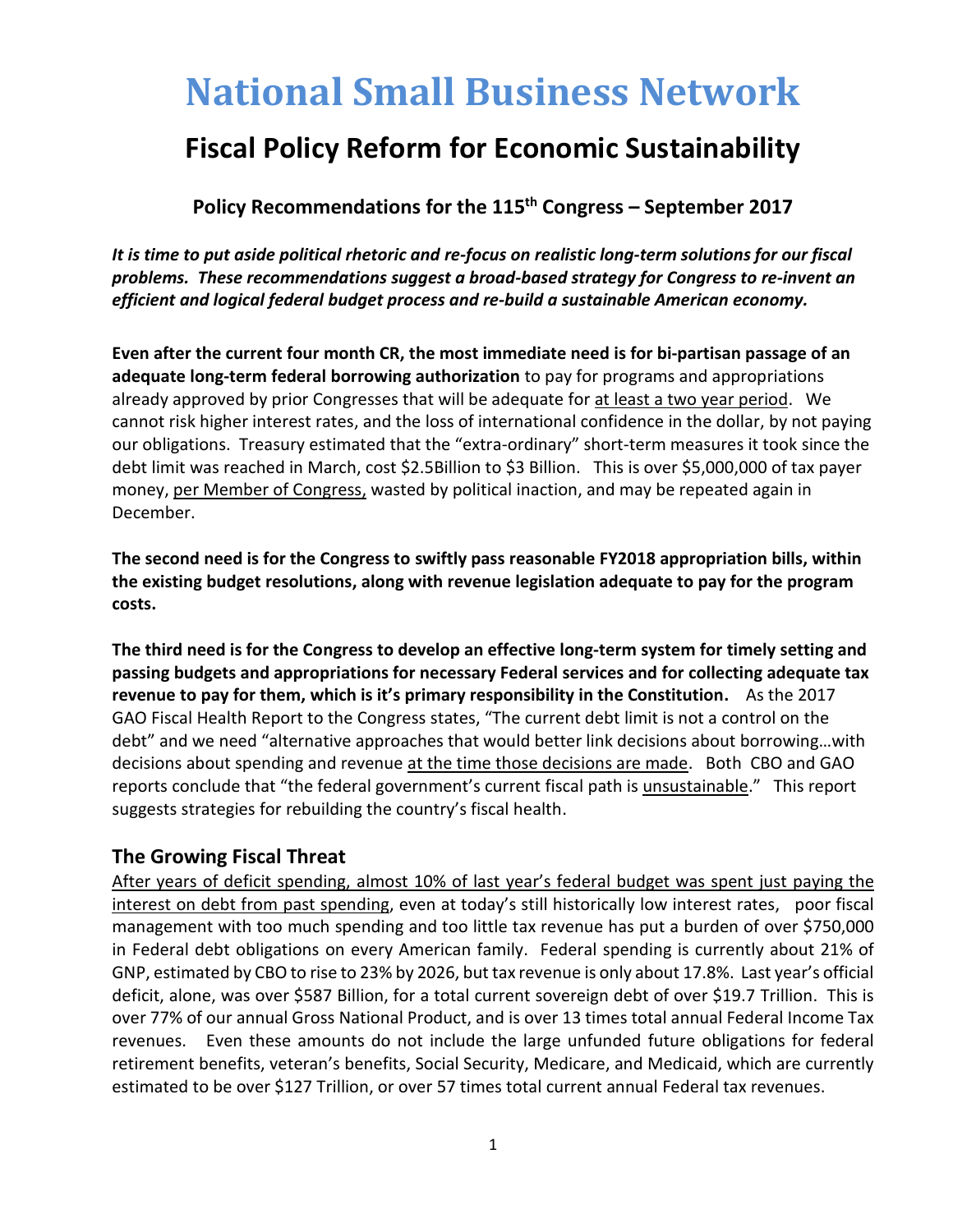# National Small Business Network

## Fiscal Policy Reform for Economic Sustainability

### Policy Recommendations for the 115th Congress – September 2017

***It is time to put aside political rhetoric and re-focus on realistic long-term solutions for our fiscal problems. These recommendations suggest a broad-based strategy for Congress to re-invent an efficient and logical federal budget process and re-build a sustainable American economy.***

**Even after the current four month CR, the most immediate need is for bi-partisan passage of an adequate long-term federal borrowing authorization** to pay for programs and appropriations already approved by prior Congresses that will be adequate for at least a two year period. We cannot risk higher interest rates, and the loss of international confidence in the dollar, by not paying our obligations. Treasury estimated that the "extra-ordinary" short-term measures it took since the debt limit was reached in March, cost $2.5Billion to $3 Billion. This is over $5,000,000 of tax payer money, per Member of Congress, wasted by political inaction, and may be repeated again in December.

**The second need is for the Congress to swiftly pass reasonable FY2018 appropriation bills, within the existing budget resolutions, along with revenue legislation adequate to pay for the program costs.**

**The third need is for the Congress to develop an effective long-term system for timely setting and passing budgets and appropriations for necessary Federal services and for collecting adequate tax revenue to pay for them, which is it's primary responsibility in the Constitution.** As the 2017 GAO Fiscal Health Report to the Congress states, "The current debt limit is not a control on the debt" and we need "alternative approaches that would better link decisions about borrowing…with decisions about spending and revenue at the time those decisions are made. Both CBO and GAO reports conclude that "the federal government's current fiscal path is unsustainable." This report suggests strategies for rebuilding the country's fiscal health.

### The Growing Fiscal Threat

After years of deficit spending, almost 10% of last year's federal budget was spent just paying the interest on debt from past spending, even at today's still historically low interest rates, poor fiscal management with too much spending and too little tax revenue has put a burden of over $750,000 in Federal debt obligations on every American family. Federal spending is currently about 21% of GNP, estimated by CBO to rise to 23% by 2026, but tax revenue is only about 17.8%. Last year's official deficit, alone, was over $587 Billion, for a total current sovereign debt of over $19.7 Trillion. This is over 77% of our annual Gross National Product, and is over 13 times total annual Federal Income Tax revenues. Even these amounts do not include the large unfunded future obligations for federal retirement benefits, veteran's benefits, Social Security, Medicare, and Medicaid, which are currently estimated to be over $127 Trillion, or over 57 times total current annual Federal tax revenues.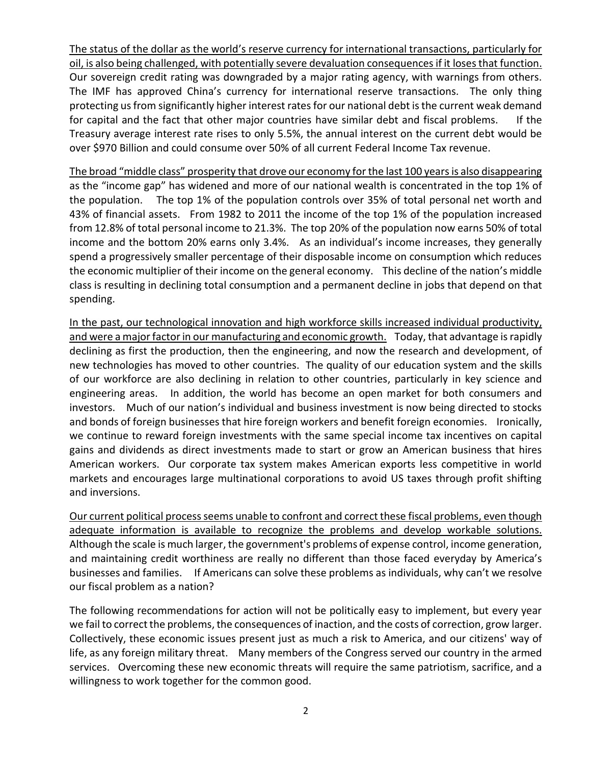<u>The status of the dollar as the world's reserve currency for international transactions, particularly for oil, is also being challenged, with potentially severe devaluation consequences if it loses that function.</u> Our sovereign credit rating was downgraded by a major rating agency, with warnings from others. The IMF has approved China's currency for international reserve transactions. The only thing protecting us from significantly higher interest rates for our national debt is the current weak demand for capital and the fact that other major countries have similar debt and fiscal problems. If the Treasury average interest rate rises to only 5.5%, the annual interest on the current debt would be over $970 Billion and could consume over 50% of all current Federal Income Tax revenue.

<u>The broad "middle class" prosperity that drove our economy for the last 100 years is also disappearing</u> as the "income gap" has widened and more of our national wealth is concentrated in the top 1% of the population. The top 1% of the population controls over 35% of total personal net worth and 43% of financial assets. From 1982 to 2011 the income of the top 1% of the population increased from 12.8% of total personal income to 21.3%. The top 20% of the population now earns 50% of total income and the bottom 20% earns only 3.4%. As an individual's income increases, they generally spend a progressively smaller percentage of their disposable income on consumption which reduces the economic multiplier of their income on the general economy. This decline of the nation's middle class is resulting in declining total consumption and a permanent decline in jobs that depend on that spending.

<u>In the past, our technological innovation and high workforce skills increased individual productivity, and were a major factor in our manufacturing and economic growth.</u> Today, that advantage is rapidly declining as first the production, then the engineering, and now the research and development, of new technologies has moved to other countries. The quality of our education system and the skills of our workforce are also declining in relation to other countries, particularly in key science and engineering areas. In addition, the world has become an open market for both consumers and investors. Much of our nation's individual and business investment is now being directed to stocks and bonds of foreign businesses that hire foreign workers and benefit foreign economies. Ironically, we continue to reward foreign investments with the same special income tax incentives on capital gains and dividends as direct investments made to start or grow an American business that hires American workers. Our corporate tax system makes American exports less competitive in world markets and encourages large multinational corporations to avoid US taxes through profit shifting and inversions.

<u>Our current political process seems unable to confront and correct these fiscal problems, even though adequate information is available to recognize the problems and develop workable solutions.</u> Although the scale is much larger, the government's problems of expense control, income generation, and maintaining credit worthiness are really no different than those faced everyday by America's businesses and families. If Americans can solve these problems as individuals, why can't we resolve our fiscal problem as a nation?

The following recommendations for action will not be politically easy to implement, but every year we fail to correct the problems, the consequences of inaction, and the costs of correction, grow larger. Collectively, these economic issues present just as much a risk to America, and our citizens' way of life, as any foreign military threat. Many members of the Congress served our country in the armed services. Overcoming these new economic threats will require the same patriotism, sacrifice, and a willingness to work together for the common good.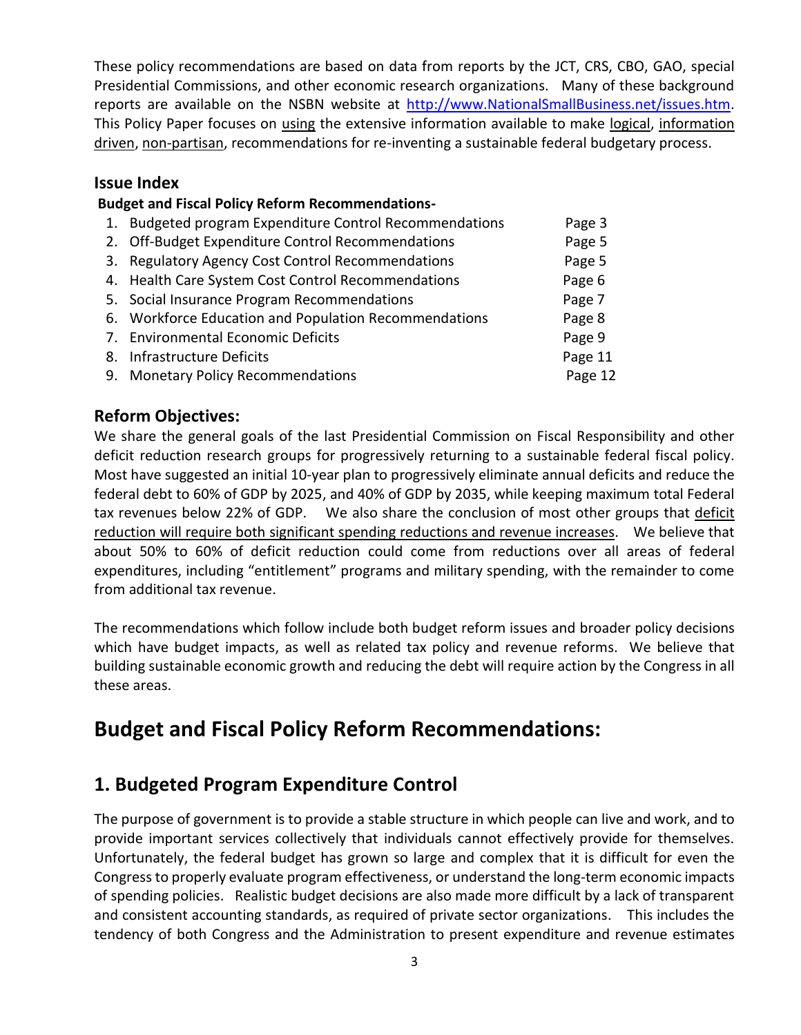These policy recommendations are based on data from reports by the JCT, CRS, CBO, GAO, special Presidential Commissions, and other economic research organizations. Many of these background reports are available on the NSBN website at [http://www.NationalSmallBusiness.net/issues.htm](http://www.NationalSmallBusiness.net/issues.htm). This Policy Paper focuses on using the extensive information available to make logical, information driven, non-partisan, recommendations for re-inventing a sustainable federal budgetary process.

### Issue Index

**Budget and Fiscal Policy Reform Recommendations-**

| | |
|---|---|
| 1. Budgeted program Expenditure Control Recommendations | Page 3 |
| 2. Off-Budget Expenditure Control Recommendations | Page 5 |
| 3. Regulatory Agency Cost Control Recommendations | Page 5 |
| 4. Health Care System Cost Control Recommendations | Page 6 |
| 5. Social Insurance Program Recommendations | Page 7 |
| 6. Workforce Education and Population Recommendations | Page 8 |
| 7. Environmental Economic Deficits | Page 9 |
| 8. Infrastructure Deficits | Page 11 |
| 9. Monetary Policy Recommendations | Page 12 |

### Reform Objectives:

We share the general goals of the last Presidential Commission on Fiscal Responsibility and other deficit reduction research groups for progressively returning to a sustainable federal fiscal policy. Most have suggested an initial 10-year plan to progressively eliminate annual deficits and reduce the federal debt to 60% of GDP by 2025, and 40% of GDP by 2035, while keeping maximum total Federal tax revenues below 22% of GDP. We also share the conclusion of most other groups that deficit reduction will require both significant spending reductions and revenue increases. We believe that about 50% to 60% of deficit reduction could come from reductions over all areas of federal expenditures, including "entitlement" programs and military spending, with the remainder to come from additional tax revenue.

The recommendations which follow include both budget reform issues and broader policy decisions which have budget impacts, as well as related tax policy and revenue reforms. We believe that building sustainable economic growth and reducing the debt will require action by the Congress in all these areas.

# Budget and Fiscal Policy Reform Recommendations:

## 1. Budgeted Program Expenditure Control

The purpose of government is to provide a stable structure in which people can live and work, and to provide important services collectively that individuals cannot effectively provide for themselves. Unfortunately, the federal budget has grown so large and complex that it is difficult for even the Congress to properly evaluate program effectiveness, or understand the long-term economic impacts of spending policies. Realistic budget decisions are also made more difficult by a lack of transparent and consistent accounting standards, as required of private sector organizations. This includes the tendency of both Congress and the Administration to present expenditure and revenue estimates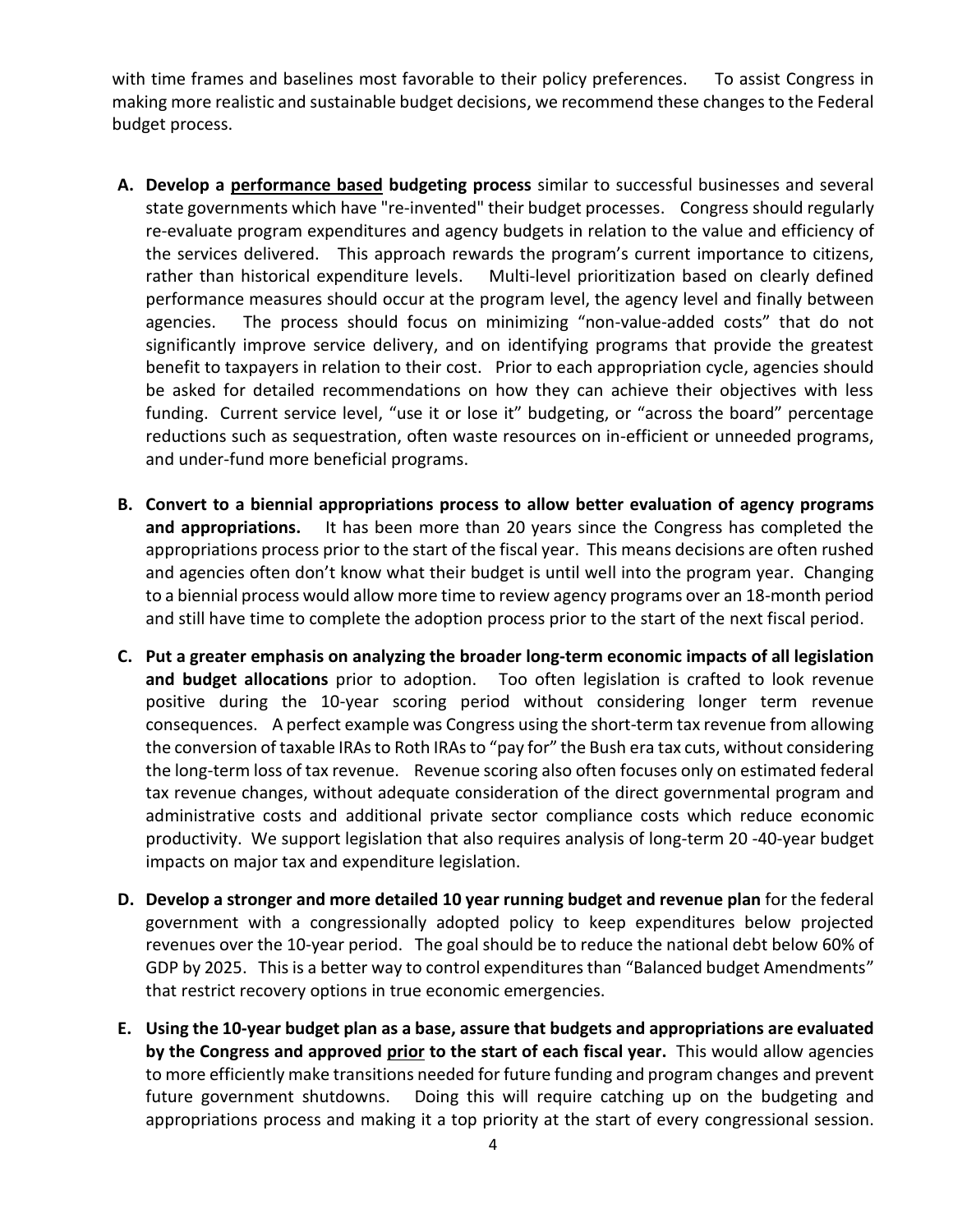with time frames and baselines most favorable to their policy preferences. To assist Congress in making more realistic and sustainable budget decisions, we recommend these changes to the Federal budget process.

**A. Develop a <u>performance based</u> budgeting process** similar to successful businesses and several state governments which have "re-invented" their budget processes. Congress should regularly re-evaluate program expenditures and agency budgets in relation to the value and efficiency of the services delivered. This approach rewards the program's current importance to citizens, rather than historical expenditure levels. Multi-level prioritization based on clearly defined performance measures should occur at the program level, the agency level and finally between agencies. The process should focus on minimizing "non-value-added costs" that do not significantly improve service delivery, and on identifying programs that provide the greatest benefit to taxpayers in relation to their cost. Prior to each appropriation cycle, agencies should be asked for detailed recommendations on how they can achieve their objectives with less funding. Current service level, "use it or lose it" budgeting, or "across the board" percentage reductions such as sequestration, often waste resources on in-efficient or unneeded programs, and under-fund more beneficial programs.

**B. Convert to a biennial appropriations process to allow better evaluation of agency programs and appropriations.** It has been more than 20 years since the Congress has completed the appropriations process prior to the start of the fiscal year. This means decisions are often rushed and agencies often don't know what their budget is until well into the program year. Changing to a biennial process would allow more time to review agency programs over an 18-month period and still have time to complete the adoption process prior to the start of the next fiscal period.

**C. Put a greater emphasis on analyzing the broader long-term economic impacts of all legislation and budget allocations** prior to adoption. Too often legislation is crafted to look revenue positive during the 10-year scoring period without considering longer term revenue consequences. A perfect example was Congress using the short-term tax revenue from allowing the conversion of taxable IRAs to Roth IRAs to "pay for" the Bush era tax cuts, without considering the long-term loss of tax revenue. Revenue scoring also often focuses only on estimated federal tax revenue changes, without adequate consideration of the direct governmental program and administrative costs and additional private sector compliance costs which reduce economic productivity. We support legislation that also requires analysis of long-term 20 -40-year budget impacts on major tax and expenditure legislation.

**D. Develop a stronger and more detailed 10 year running budget and revenue plan** for the federal government with a congressionally adopted policy to keep expenditures below projected revenues over the 10-year period. The goal should be to reduce the national debt below 60% of GDP by 2025. This is a better way to control expenditures than "Balanced budget Amendments" that restrict recovery options in true economic emergencies.

**E. Using the 10-year budget plan as a base, assure that budgets and appropriations are evaluated by the Congress and approved <u>prior</u> to the start of each fiscal year.** This would allow agencies to more efficiently make transitions needed for future funding and program changes and prevent future government shutdowns. Doing this will require catching up on the budgeting and appropriations process and making it a top priority at the start of every congressional session.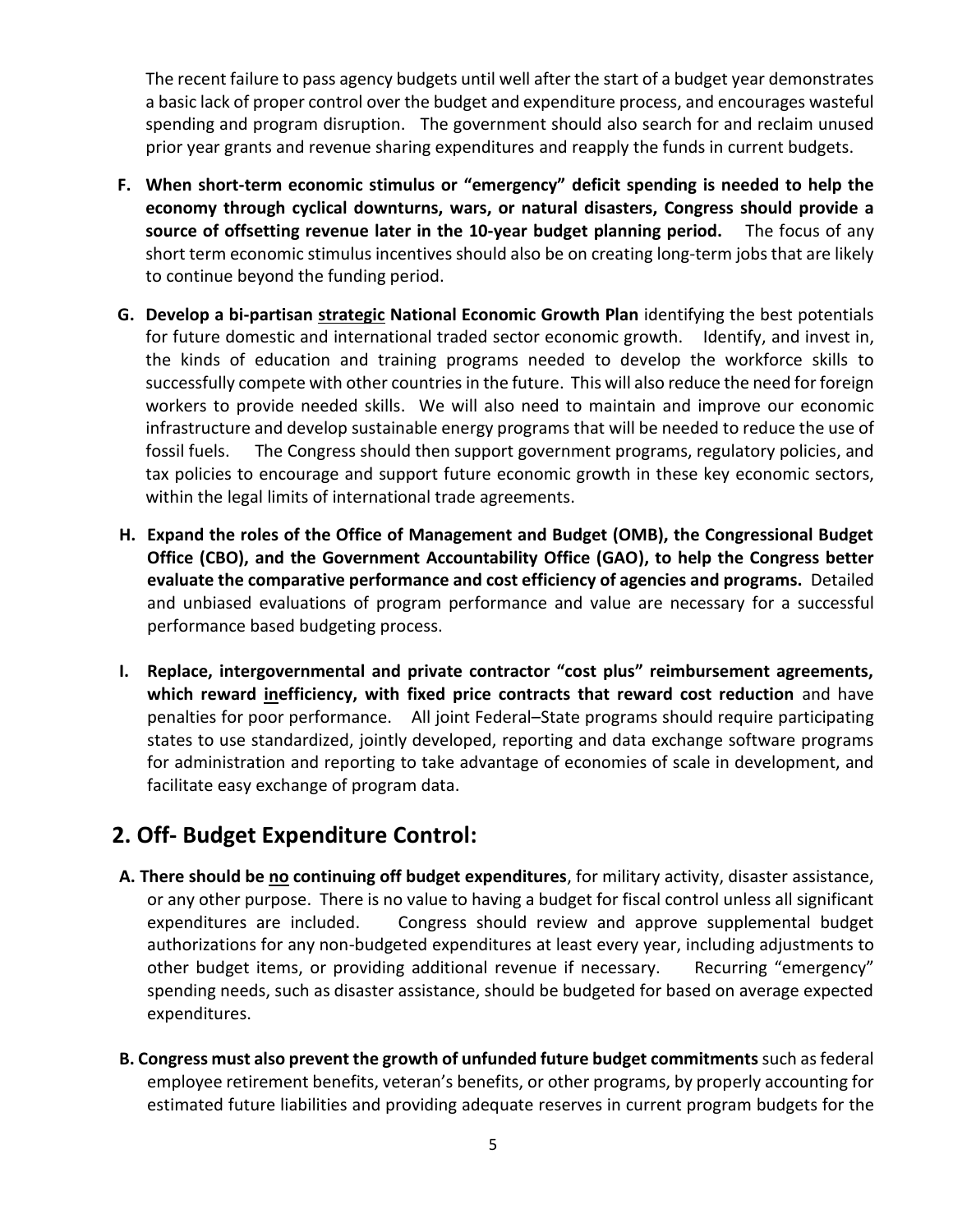The recent failure to pass agency budgets until well after the start of a budget year demonstrates a basic lack of proper control over the budget and expenditure process, and encourages wasteful spending and program disruption. The government should also search for and reclaim unused prior year grants and revenue sharing expenditures and reapply the funds in current budgets.

F. **When short-term economic stimulus or "emergency" deficit spending is needed to help the economy through cyclical downturns, wars, or natural disasters, Congress should provide a source of offsetting revenue later in the 10-year budget planning period.** The focus of any short term economic stimulus incentives should also be on creating long-term jobs that are likely to continue beyond the funding period.

G. **Develop a bi-partisan <u>strategic</u> National Economic Growth Plan** identifying the best potentials for future domestic and international traded sector economic growth. Identify, and invest in, the kinds of education and training programs needed to develop the workforce skills to successfully compete with other countries in the future. This will also reduce the need for foreign workers to provide needed skills. We will also need to maintain and improve our economic infrastructure and develop sustainable energy programs that will be needed to reduce the use of fossil fuels. The Congress should then support government programs, regulatory policies, and tax policies to encourage and support future economic growth in these key economic sectors, within the legal limits of international trade agreements.

H. **Expand the roles of the Office of Management and Budget (OMB), the Congressional Budget Office (CBO), and the Government Accountability Office (GAO), to help the Congress better evaluate the comparative performance and cost efficiency of agencies and programs.** Detailed and unbiased evaluations of program performance and value are necessary for a successful performance based budgeting process.

I. **Replace, intergovernmental and private contractor "cost plus" reimbursement agreements, which reward <u>in</u>efficiency, with fixed price contracts that reward cost reduction** and have penalties for poor performance. All joint Federal–State programs should require participating states to use standardized, jointly developed, reporting and data exchange software programs for administration and reporting to take advantage of economies of scale in development, and facilitate easy exchange of program data.

## 2. Off- Budget Expenditure Control:

A. **There should be <u>no</u> continuing off budget expenditures**, for military activity, disaster assistance, or any other purpose. There is no value to having a budget for fiscal control unless all significant expenditures are included. Congress should review and approve supplemental budget authorizations for any non-budgeted expenditures at least every year, including adjustments to other budget items, or providing additional revenue if necessary. Recurring "emergency" spending needs, such as disaster assistance, should be budgeted for based on average expected expenditures.

B. **Congress must also prevent the growth of unfunded future budget commitments** such as federal employee retirement benefits, veteran's benefits, or other programs, by properly accounting for estimated future liabilities and providing adequate reserves in current program budgets for the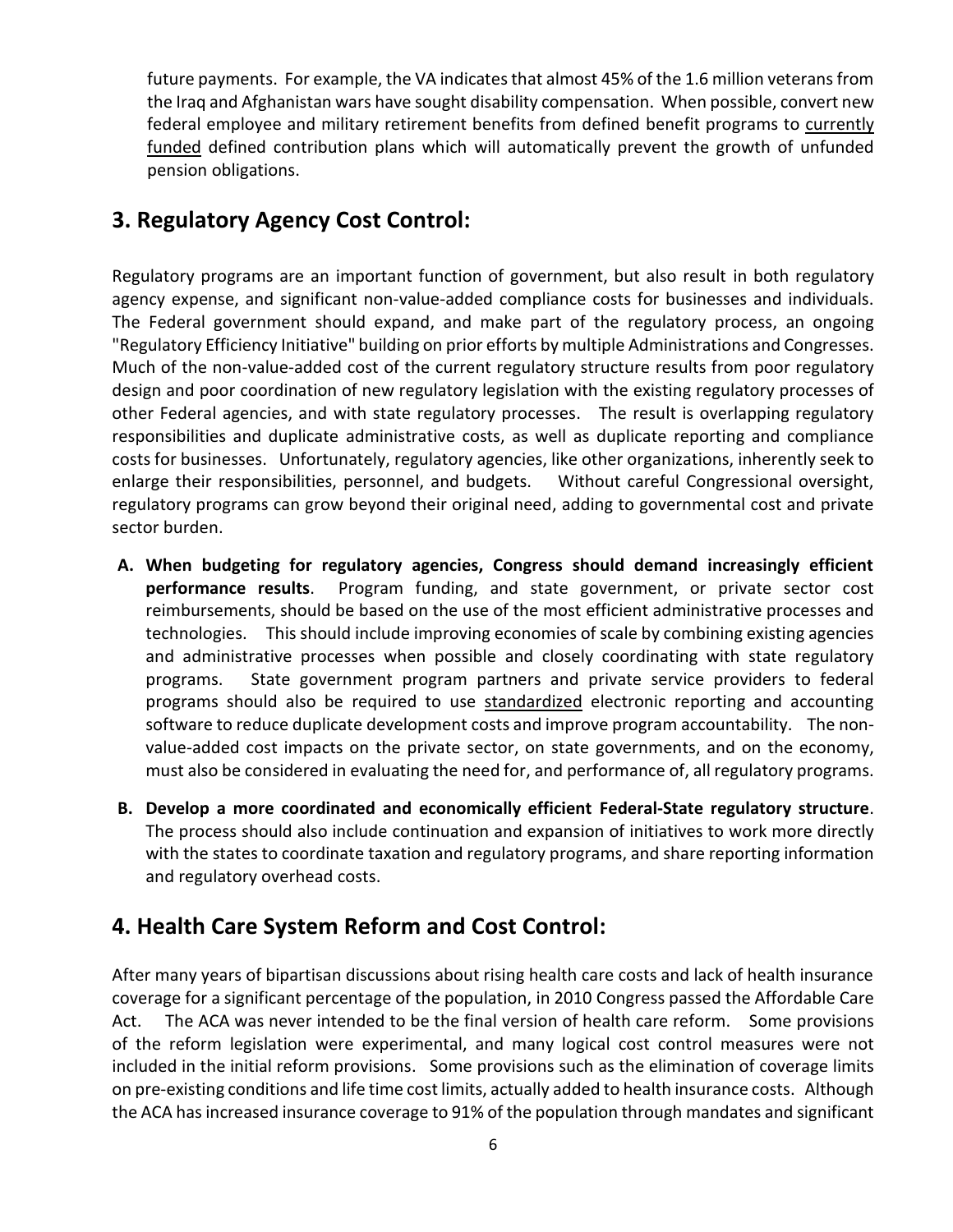future payments. For example, the VA indicates that almost 45% of the 1.6 million veterans from the Iraq and Afghanistan wars have sought disability compensation. When possible, convert new federal employee and military retirement benefits from defined benefit programs to <u>currently funded</u> defined contribution plans which will automatically prevent the growth of unfunded pension obligations.

## 3. Regulatory Agency Cost Control:

Regulatory programs are an important function of government, but also result in both regulatory agency expense, and significant non-value-added compliance costs for businesses and individuals. The Federal government should expand, and make part of the regulatory process, an ongoing "Regulatory Efficiency Initiative" building on prior efforts by multiple Administrations and Congresses. Much of the non-value-added cost of the current regulatory structure results from poor regulatory design and poor coordination of new regulatory legislation with the existing regulatory processes of other Federal agencies, and with state regulatory processes. The result is overlapping regulatory responsibilities and duplicate administrative costs, as well as duplicate reporting and compliance costs for businesses. Unfortunately, regulatory agencies, like other organizations, inherently seek to enlarge their responsibilities, personnel, and budgets. Without careful Congressional oversight, regulatory programs can grow beyond their original need, adding to governmental cost and private sector burden.

A. **When budgeting for regulatory agencies, Congress should demand increasingly efficient performance results**. Program funding, and state government, or private sector cost reimbursements, should be based on the use of the most efficient administrative processes and technologies. This should include improving economies of scale by combining existing agencies and administrative processes when possible and closely coordinating with state regulatory programs. State government program partners and private service providers to federal programs should also be required to use <u>standardized</u> electronic reporting and accounting software to reduce duplicate development costs and improve program accountability. The non-value-added cost impacts on the private sector, on state governments, and on the economy, must also be considered in evaluating the need for, and performance of, all regulatory programs.

B. **Develop a more coordinated and economically efficient Federal-State regulatory structure**. The process should also include continuation and expansion of initiatives to work more directly with the states to coordinate taxation and regulatory programs, and share reporting information and regulatory overhead costs.

## 4. Health Care System Reform and Cost Control:

After many years of bipartisan discussions about rising health care costs and lack of health insurance coverage for a significant percentage of the population, in 2010 Congress passed the Affordable Care Act. The ACA was never intended to be the final version of health care reform. Some provisions of the reform legislation were experimental, and many logical cost control measures were not included in the initial reform provisions. Some provisions such as the elimination of coverage limits on pre-existing conditions and life time cost limits, actually added to health insurance costs. Although the ACA has increased insurance coverage to 91% of the population through mandates and significant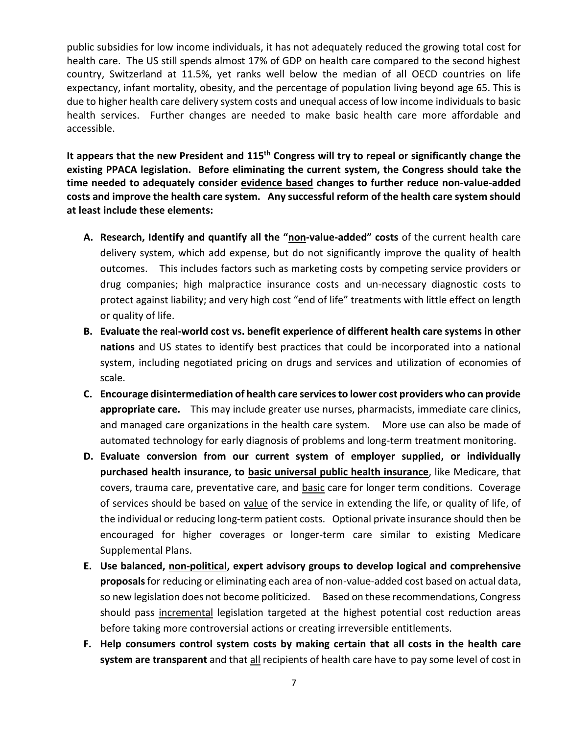public subsidies for low income individuals, it has not adequately reduced the growing total cost for health care. The US still spends almost 17% of GDP on health care compared to the second highest country, Switzerland at 11.5%, yet ranks well below the median of all OECD countries on life expectancy, infant mortality, obesity, and the percentage of population living beyond age 65. This is due to higher health care delivery system costs and unequal access of low income individuals to basic health services. Further changes are needed to make basic health care more affordable and accessible.

**It appears that the new President and 115th Congress will try to repeal or significantly change the existing PPACA legislation. Before eliminating the current system, the Congress should take the time needed to adequately consider <u>evidence based</u> changes to further reduce non-value-added costs and improve the health care system. Any successful reform of the health care system should at least include these elements:**

- **A. Research, Identify and quantify all the "<u>non</u>-value-added" costs** of the current health care delivery system, which add expense, but do not significantly improve the quality of health outcomes. This includes factors such as marketing costs by competing service providers or drug companies; high malpractice insurance costs and un-necessary diagnostic costs to protect against liability; and very high cost "end of life" treatments with little effect on length or quality of life.
- **B. Evaluate the real-world cost vs. benefit experience of different health care systems in other nations** and US states to identify best practices that could be incorporated into a national system, including negotiated pricing on drugs and services and utilization of economies of scale.
- **C. Encourage disintermediation of health care services to lower cost providers who can provide appropriate care.** This may include greater use nurses, pharmacists, immediate care clinics, and managed care organizations in the health care system. More use can also be made of automated technology for early diagnosis of problems and long-term treatment monitoring.
- **D. Evaluate conversion from our current system of employer supplied, or individually purchased health insurance, to <u>basic universal public health insurance</u>**, like Medicare, that covers, trauma care, preventative care, and <u>basic</u> care for longer term conditions. Coverage of services should be based on <u>value</u> of the service in extending the life, or quality of life, of the individual or reducing long-term patient costs. Optional private insurance should then be encouraged for higher coverages or longer-term care similar to existing Medicare Supplemental Plans.
- **E. Use balanced, <u>non-political</u>, expert advisory groups to develop logical and comprehensive proposals** for reducing or eliminating each area of non-value-added cost based on actual data, so new legislation does not become politicized. Based on these recommendations, Congress should pass <u>incremental</u> legislation targeted at the highest potential cost reduction areas before taking more controversial actions or creating irreversible entitlements.
- **F. Help consumers control system costs by making certain that all costs in the health care system are transparent** and that <u>all</u> recipients of health care have to pay some level of cost in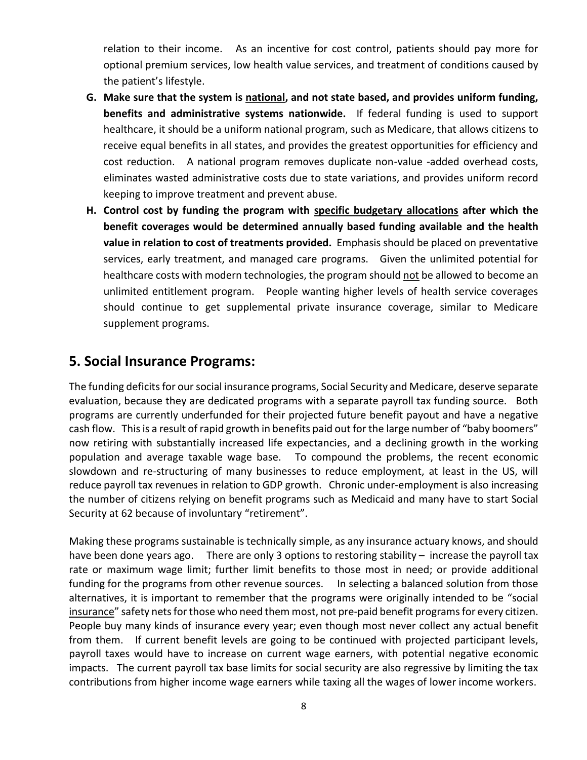relation to their income. As an incentive for cost control, patients should pay more for optional premium services, low health value services, and treatment of conditions caused by the patient's lifestyle.

G. **Make sure that the system is <u>national</u>, and not state based, and provides uniform funding, benefits and administrative systems nationwide.** If federal funding is used to support healthcare, it should be a uniform national program, such as Medicare, that allows citizens to receive equal benefits in all states, and provides the greatest opportunities for efficiency and cost reduction. A national program removes duplicate non-value -added overhead costs, eliminates wasted administrative costs due to state variations, and provides uniform record keeping to improve treatment and prevent abuse.

H. **Control cost by funding the program with <u>specific budgetary allocations</u> after which the benefit coverages would be determined annually based funding available and the health value in relation to cost of treatments provided.** Emphasis should be placed on preventative services, early treatment, and managed care programs. Given the unlimited potential for healthcare costs with modern technologies, the program should <u>not</u> be allowed to become an unlimited entitlement program. People wanting higher levels of health service coverages should continue to get supplemental private insurance coverage, similar to Medicare supplement programs.

## 5. Social Insurance Programs:

The funding deficits for our social insurance programs, Social Security and Medicare, deserve separate evaluation, because they are dedicated programs with a separate payroll tax funding source. Both programs are currently underfunded for their projected future benefit payout and have a negative cash flow. This is a result of rapid growth in benefits paid out for the large number of "baby boomers" now retiring with substantially increased life expectancies, and a declining growth in the working population and average taxable wage base. To compound the problems, the recent economic slowdown and re-structuring of many businesses to reduce employment, at least in the US, will reduce payroll tax revenues in relation to GDP growth. Chronic under-employment is also increasing the number of citizens relying on benefit programs such as Medicaid and many have to start Social Security at 62 because of involuntary "retirement".

Making these programs sustainable is technically simple, as any insurance actuary knows, and should have been done years ago. There are only 3 options to restoring stability – increase the payroll tax rate or maximum wage limit; further limit benefits to those most in need; or provide additional funding for the programs from other revenue sources. In selecting a balanced solution from those alternatives, it is important to remember that the programs were originally intended to be "social <u>insurance</u>" safety nets for those who need them most, not pre-paid benefit programs for every citizen. People buy many kinds of insurance every year; even though most never collect any actual benefit from them. If current benefit levels are going to be continued with projected participant levels, payroll taxes would have to increase on current wage earners, with potential negative economic impacts. The current payroll tax base limits for social security are also regressive by limiting the tax contributions from higher income wage earners while taxing all the wages of lower income workers.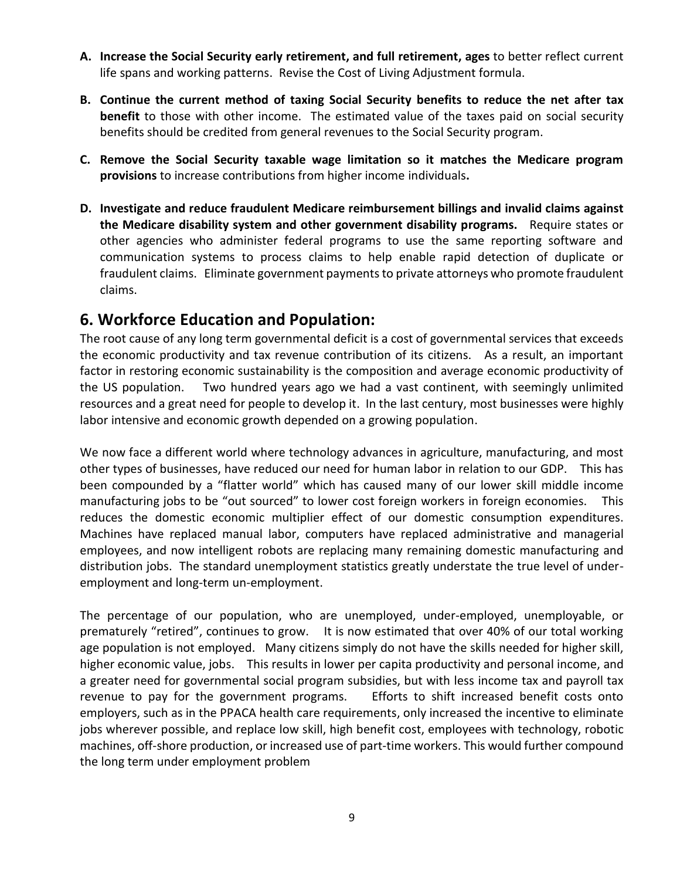A. **Increase the Social Security early retirement, and full retirement, ages** to better reflect current life spans and working patterns. Revise the Cost of Living Adjustment formula.

B. **Continue the current method of taxing Social Security benefits to reduce the net after tax benefit** to those with other income. The estimated value of the taxes paid on social security benefits should be credited from general revenues to the Social Security program.

C. **Remove the Social Security taxable wage limitation so it matches the Medicare program provisions** to increase contributions from higher income individuals**.**

D. **Investigate and reduce fraudulent Medicare reimbursement billings and invalid claims against the Medicare disability system and other government disability programs.** Require states or other agencies who administer federal programs to use the same reporting software and communication systems to process claims to help enable rapid detection of duplicate or fraudulent claims. Eliminate government payments to private attorneys who promote fraudulent claims.

## 6. Workforce Education and Population:

The root cause of any long term governmental deficit is a cost of governmental services that exceeds the economic productivity and tax revenue contribution of its citizens. As a result, an important factor in restoring economic sustainability is the composition and average economic productivity of the US population. Two hundred years ago we had a vast continent, with seemingly unlimited resources and a great need for people to develop it. In the last century, most businesses were highly labor intensive and economic growth depended on a growing population.

We now face a different world where technology advances in agriculture, manufacturing, and most other types of businesses, have reduced our need for human labor in relation to our GDP. This has been compounded by a "flatter world" which has caused many of our lower skill middle income manufacturing jobs to be "out sourced" to lower cost foreign workers in foreign economies. This reduces the domestic economic multiplier effect of our domestic consumption expenditures. Machines have replaced manual labor, computers have replaced administrative and managerial employees, and now intelligent robots are replacing many remaining domestic manufacturing and distribution jobs. The standard unemployment statistics greatly understate the true level of under-employment and long-term un-employment.

The percentage of our population, who are unemployed, under-employed, unemployable, or prematurely "retired", continues to grow. It is now estimated that over 40% of our total working age population is not employed. Many citizens simply do not have the skills needed for higher skill, higher economic value, jobs. This results in lower per capita productivity and personal income, and a greater need for governmental social program subsidies, but with less income tax and payroll tax revenue to pay for the government programs. Efforts to shift increased benefit costs onto employers, such as in the PPACA health care requirements, only increased the incentive to eliminate jobs wherever possible, and replace low skill, high benefit cost, employees with technology, robotic machines, off-shore production, or increased use of part-time workers. This would further compound the long term under employment problem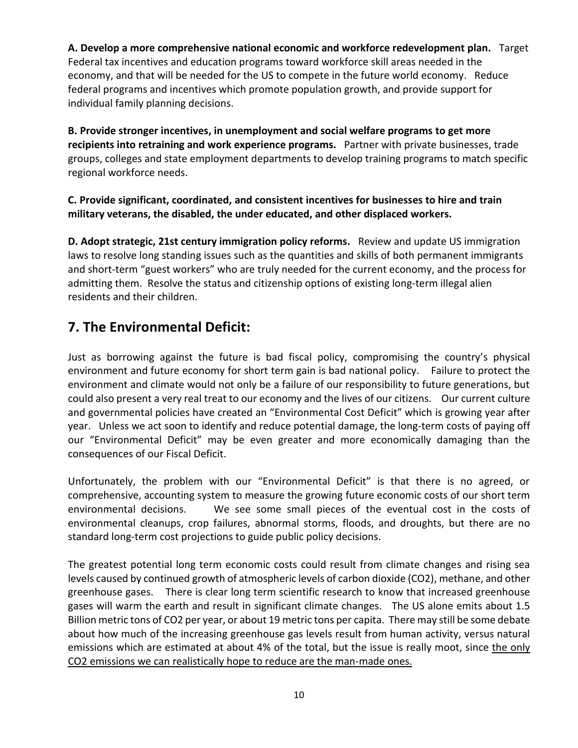**A. Develop a more comprehensive national economic and workforce redevelopment plan.** Target Federal tax incentives and education programs toward workforce skill areas needed in the economy, and that will be needed for the US to compete in the future world economy. Reduce federal programs and incentives which promote population growth, and provide support for individual family planning decisions.

**B. Provide stronger incentives, in unemployment and social welfare programs to get more recipients into retraining and work experience programs.** Partner with private businesses, trade groups, colleges and state employment departments to develop training programs to match specific regional workforce needs.

**C. Provide significant, coordinated, and consistent incentives for businesses to hire and train military veterans, the disabled, the under educated, and other displaced workers.**

**D. Adopt strategic, 21st century immigration policy reforms.** Review and update US immigration laws to resolve long standing issues such as the quantities and skills of both permanent immigrants and short-term "guest workers" who are truly needed for the current economy, and the process for admitting them. Resolve the status and citizenship options of existing long-term illegal alien residents and their children.

## 7. The Environmental Deficit:

Just as borrowing against the future is bad fiscal policy, compromising the country's physical environment and future economy for short term gain is bad national policy. Failure to protect the environment and climate would not only be a failure of our responsibility to future generations, but could also present a very real treat to our economy and the lives of our citizens. Our current culture and governmental policies have created an "Environmental Cost Deficit" which is growing year after year. Unless we act soon to identify and reduce potential damage, the long-term costs of paying off our "Environmental Deficit" may be even greater and more economically damaging than the consequences of our Fiscal Deficit.

Unfortunately, the problem with our "Environmental Deficit" is that there is no agreed, or comprehensive, accounting system to measure the growing future economic costs of our short term environmental decisions. We see some small pieces of the eventual cost in the costs of environmental cleanups, crop failures, abnormal storms, floods, and droughts, but there are no standard long-term cost projections to guide public policy decisions.

The greatest potential long term economic costs could result from climate changes and rising sea levels caused by continued growth of atmospheric levels of carbon dioxide ($CO_2$), methane, and other greenhouse gases. There is clear long term scientific research to know that increased greenhouse gases will warm the earth and result in significant climate changes. The US alone emits about 1.5 Billion metric tons of $CO_2$ per year, or about 19 metric tons per capita. There may still be some debate about how much of the increasing greenhouse gas levels result from human activity, versus natural emissions which are estimated at about 4% of the total, but the issue is really moot, since <u>the only $CO_2$ emissions we can realistically hope to reduce are the man-made ones.</u>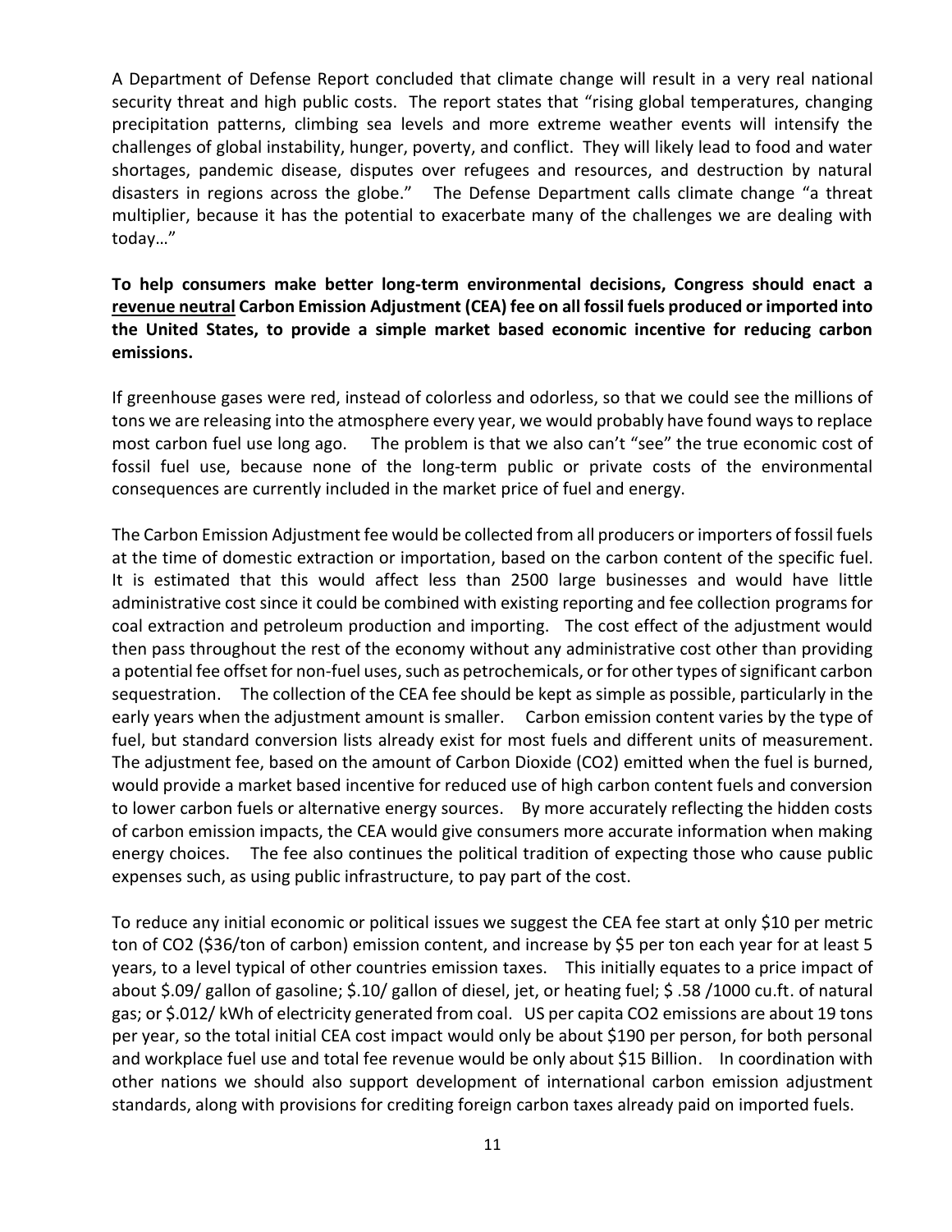A Department of Defense Report concluded that climate change will result in a very real national security threat and high public costs. The report states that "rising global temperatures, changing precipitation patterns, climbing sea levels and more extreme weather events will intensify the challenges of global instability, hunger, poverty, and conflict. They will likely lead to food and water shortages, pandemic disease, disputes over refugees and resources, and destruction by natural disasters in regions across the globe." The Defense Department calls climate change "a threat multiplier, because it has the potential to exacerbate many of the challenges we are dealing with today…"

**To help consumers make better long-term environmental decisions, Congress should enact a <u>revenue neutral</u> Carbon Emission Adjustment (CEA) fee on all fossil fuels produced or imported into the United States, to provide a simple market based economic incentive for reducing carbon emissions.**

If greenhouse gases were red, instead of colorless and odorless, so that we could see the millions of tons we are releasing into the atmosphere every year, we would probably have found ways to replace most carbon fuel use long ago. The problem is that we also can't "see" the true economic cost of fossil fuel use, because none of the long-term public or private costs of the environmental consequences are currently included in the market price of fuel and energy.

The Carbon Emission Adjustment fee would be collected from all producers or importers of fossil fuels at the time of domestic extraction or importation, based on the carbon content of the specific fuel. It is estimated that this would affect less than 2500 large businesses and would have little administrative cost since it could be combined with existing reporting and fee collection programs for coal extraction and petroleum production and importing. The cost effect of the adjustment would then pass throughout the rest of the economy without any administrative cost other than providing a potential fee offset for non-fuel uses, such as petrochemicals, or for other types of significant carbon sequestration. The collection of the CEA fee should be kept as simple as possible, particularly in the early years when the adjustment amount is smaller. Carbon emission content varies by the type of fuel, but standard conversion lists already exist for most fuels and different units of measurement. The adjustment fee, based on the amount of Carbon Dioxide ($CO_2$) emitted when the fuel is burned, would provide a market based incentive for reduced use of high carbon content fuels and conversion to lower carbon fuels or alternative energy sources. By more accurately reflecting the hidden costs of carbon emission impacts, the CEA would give consumers more accurate information when making energy choices. The fee also continues the political tradition of expecting those who cause public expenses such, as using public infrastructure, to pay part of the cost.

To reduce any initial economic or political issues we suggest the CEA fee start at only $10 per metric ton of $CO_2$ ($36/ton of carbon) emission content, and increase by $5 per ton each year for at least 5 years, to a level typical of other countries emission taxes. This initially equates to a price impact of about $.09/ gallon of gasoline; $.10/ gallon of diesel, jet, or heating fuel; $ .58 /1000 cu.ft. of natural gas; or $.012/ kWh of electricity generated from coal. US per capita $CO_2$ emissions are about 19 tons per year, so the total initial CEA cost impact would only be about $190 per person, for both personal and workplace fuel use and total fee revenue would be only about $15 Billion. In coordination with other nations we should also support development of international carbon emission adjustment standards, along with provisions for crediting foreign carbon taxes already paid on imported fuels.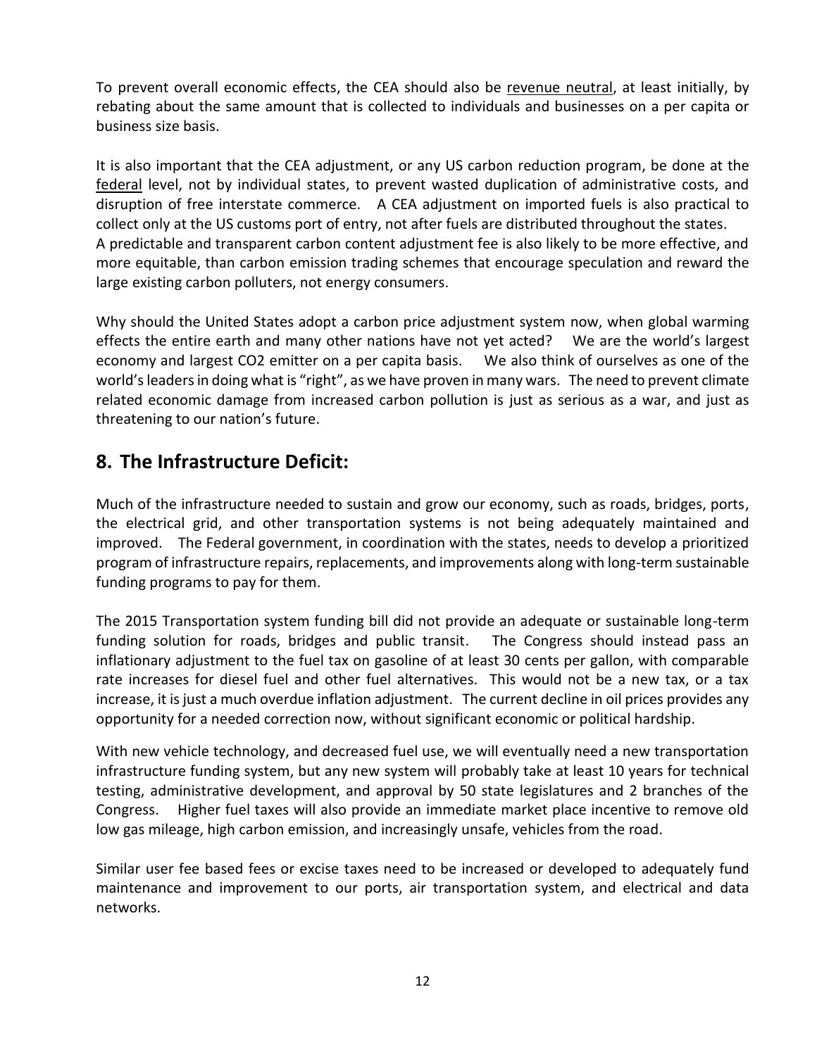To prevent overall economic effects, the CEA should also be revenue neutral, at least initially, by rebating about the same amount that is collected to individuals and businesses on a per capita or business size basis.

It is also important that the CEA adjustment, or any US carbon reduction program, be done at the federal level, not by individual states, to prevent wasted duplication of administrative costs, and disruption of free interstate commerce. A CEA adjustment on imported fuels is also practical to collect only at the US customs port of entry, not after fuels are distributed throughout the states. A predictable and transparent carbon content adjustment fee is also likely to be more effective, and more equitable, than carbon emission trading schemes that encourage speculation and reward the large existing carbon polluters, not energy consumers.

Why should the United States adopt a carbon price adjustment system now, when global warming effects the entire earth and many other nations have not yet acted? We are the world's largest economy and largest CO2 emitter on a per capita basis. We also think of ourselves as one of the world's leaders in doing what is "right", as we have proven in many wars. The need to prevent climate related economic damage from increased carbon pollution is just as serious as a war, and just as threatening to our nation's future.

## 8. The Infrastructure Deficit:

Much of the infrastructure needed to sustain and grow our economy, such as roads, bridges, ports, the electrical grid, and other transportation systems is not being adequately maintained and improved. The Federal government, in coordination with the states, needs to develop a prioritized program of infrastructure repairs, replacements, and improvements along with long-term sustainable funding programs to pay for them.

The 2015 Transportation system funding bill did not provide an adequate or sustainable long-term funding solution for roads, bridges and public transit. The Congress should instead pass an inflationary adjustment to the fuel tax on gasoline of at least 30 cents per gallon, with comparable rate increases for diesel fuel and other fuel alternatives. This would not be a new tax, or a tax increase, it is just a much overdue inflation adjustment. The current decline in oil prices provides any opportunity for a needed correction now, without significant economic or political hardship.

With new vehicle technology, and decreased fuel use, we will eventually need a new transportation infrastructure funding system, but any new system will probably take at least 10 years for technical testing, administrative development, and approval by 50 state legislatures and 2 branches of the Congress. Higher fuel taxes will also provide an immediate market place incentive to remove old low gas mileage, high carbon emission, and increasingly unsafe, vehicles from the road.

Similar user fee based fees or excise taxes need to be increased or developed to adequately fund maintenance and improvement to our ports, air transportation system, and electrical and data networks.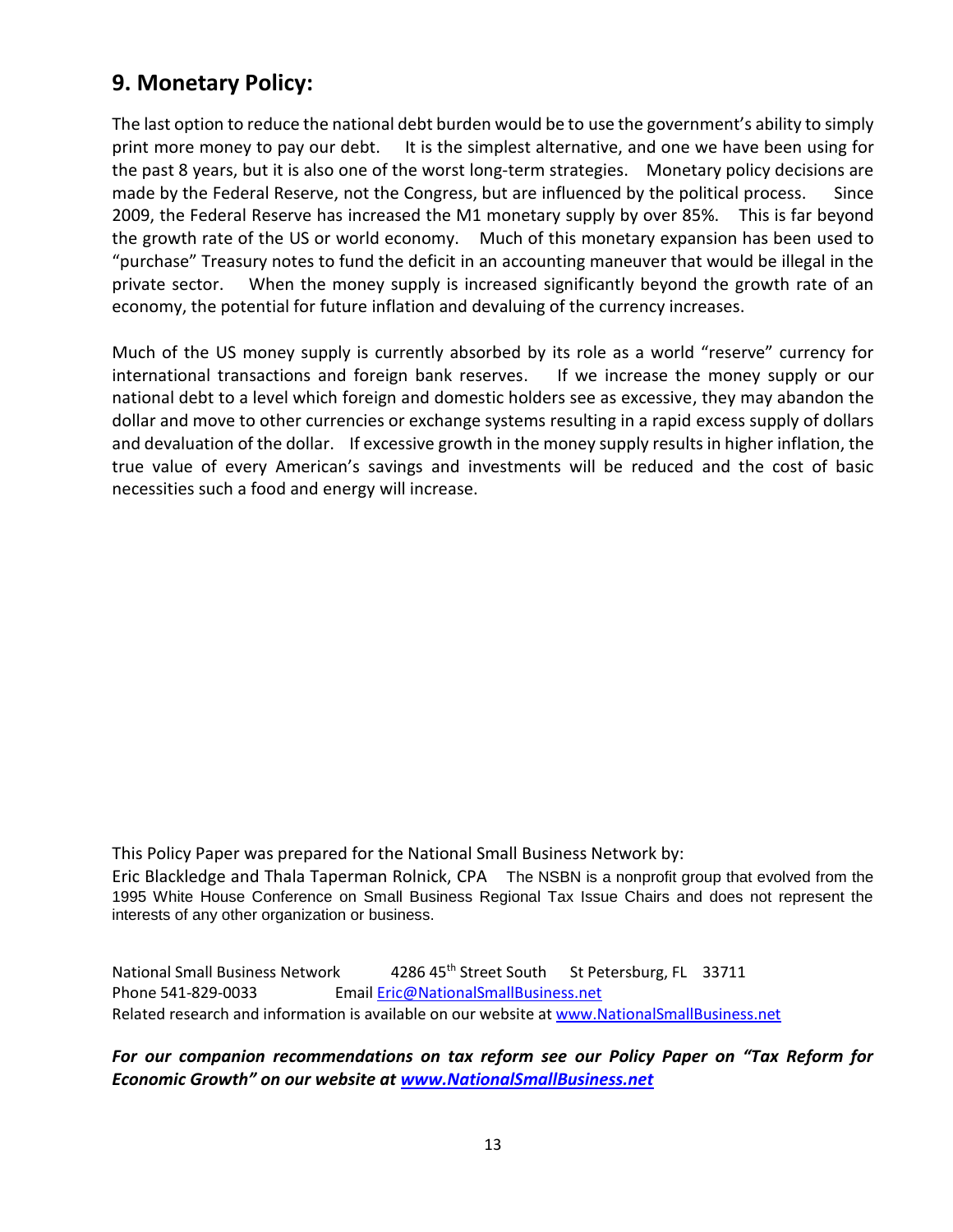## 9. Monetary Policy:

The last option to reduce the national debt burden would be to use the government's ability to simply print more money to pay our debt. It is the simplest alternative, and one we have been using for the past 8 years, but it is also one of the worst long-term strategies. Monetary policy decisions are made by the Federal Reserve, not the Congress, but are influenced by the political process. Since 2009, the Federal Reserve has increased the M1 monetary supply by over 85%. This is far beyond the growth rate of the US or world economy. Much of this monetary expansion has been used to "purchase" Treasury notes to fund the deficit in an accounting maneuver that would be illegal in the private sector. When the money supply is increased significantly beyond the growth rate of an economy, the potential for future inflation and devaluing of the currency increases.

Much of the US money supply is currently absorbed by its role as a world "reserve" currency for international transactions and foreign bank reserves. If we increase the money supply or our national debt to a level which foreign and domestic holders see as excessive, they may abandon the dollar and move to other currencies or exchange systems resulting in a rapid excess supply of dollars and devaluation of the dollar. If excessive growth in the money supply results in higher inflation, the true value of every American's savings and investments will be reduced and the cost of basic necessities such a food and energy will increase.

This Policy Paper was prepared for the National Small Business Network by:

Eric Blackledge and Thala Taperman Rolnick, CPA The NSBN is a nonprofit group that evolved from the 1995 White House Conference on Small Business Regional Tax Issue Chairs and does not represent the interests of any other organization or business.

National Small Business Network 4286 45th Street South St Petersburg, FL 33711
Phone 541-829-0033 Email Eric@NationalSmallBusiness.net
Related research and information is available on our website at www.NationalSmallBusiness.net

***For our companion recommendations on tax reform see our Policy Paper on "Tax Reform for Economic Growth" on our website at www.NationalSmallBusiness.net***